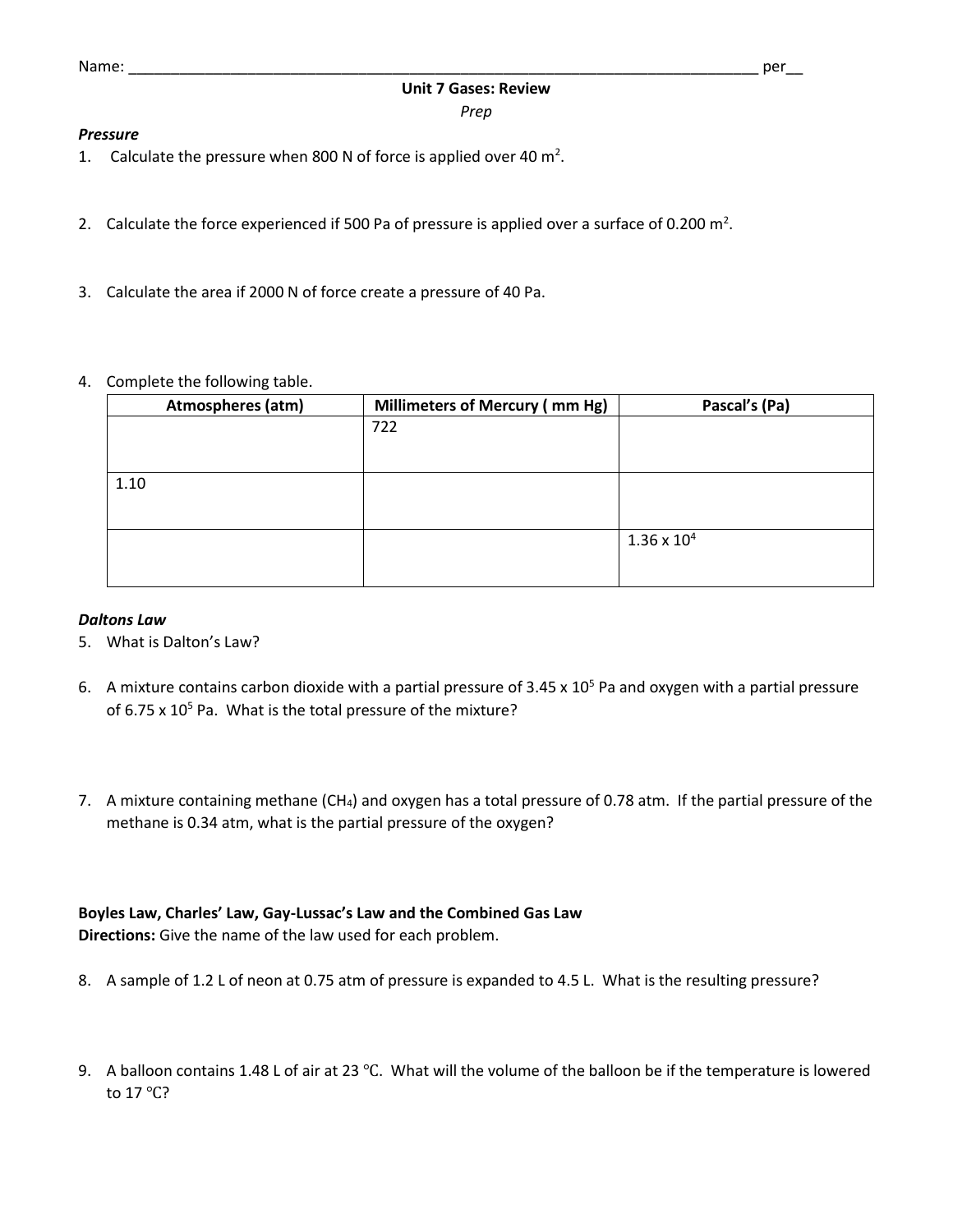Name: _______________________________________________________________________________ per__

# Unit 7 Gases: Review

*Prep*

***Pressure***

1. Calculate the pressure when 800 N of force is applied over 40 $m^2$.

2. Calculate the force experienced if 500 Pa of pressure is applied over a surface of 0.200 $m^2$.

3. Calculate the area if 2000 N of force create a pressure of 40 Pa.

4. Complete the following table.

| Atmospheres (atm) | Millimeters of Mercury ( mm Hg) | Pascal's (Pa) |
|---|---|---|
| | 722 | |
| 1.10 | | |
| | | $1.36 \times 10^4$ |

***Daltons Law***

5. What is Dalton's Law?

6. A mixture contains carbon dioxide with a partial pressure of $3.45 \times 10^5$ Pa and oxygen with a partial pressure of $6.75 \times 10^5$ Pa. What is the total pressure of the mixture?

7. A mixture containing methane ($CH_4$) and oxygen has a total pressure of 0.78 atm. If the partial pressure of the methane is 0.34 atm, what is the partial pressure of the oxygen?

**Boyles Law, Charles' Law, Gay-Lussac's Law and the Combined Gas Law**

**Directions:** Give the name of the law used for each problem.

8. A sample of 1.2 L of neon at 0.75 atm of pressure is expanded to 4.5 L. What is the resulting pressure?

9. A balloon contains 1.48 L of air at 23 ℃. What will the volume of the balloon be if the temperature is lowered to 17 ℃?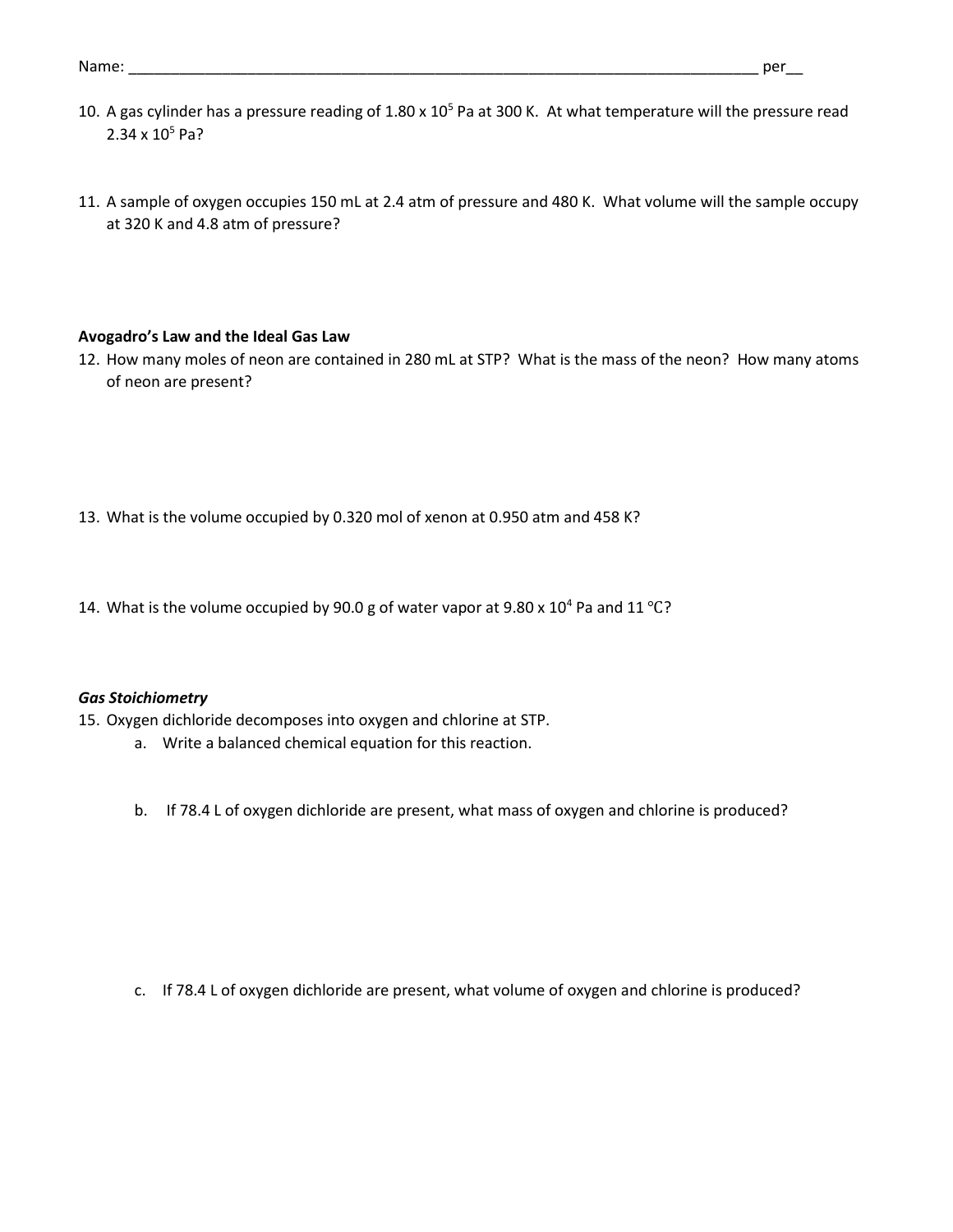Name: ______________________________________________________________________________ per__

10. A gas cylinder has a pressure reading of $1.80 \times 10^5$ Pa at 300 K. At what temperature will the pressure read $2.34 \times 10^5$ Pa?

11. A sample of oxygen occupies 150 mL at 2.4 atm of pressure and 480 K. What volume will the sample occupy at 320 K and 4.8 atm of pressure?

**Avogadro's Law and the Ideal Gas Law**

12. How many moles of neon are contained in 280 mL at STP? What is the mass of the neon? How many atoms of neon are present?

13. What is the volume occupied by 0.320 mol of xenon at 0.950 atm and 458 K?

14. What is the volume occupied by 90.0 g of water vapor at $9.80 \times 10^4$ Pa and 11 °C?

***Gas Stoichiometry***

15. Oxygen dichloride decomposes into oxygen and chlorine at STP.
    a. Write a balanced chemical equation for this reaction.

    b. If 78.4 L of oxygen dichloride are present, what mass of oxygen and chlorine is produced?

    c. If 78.4 L of oxygen dichloride are present, what volume of oxygen and chlorine is produced?